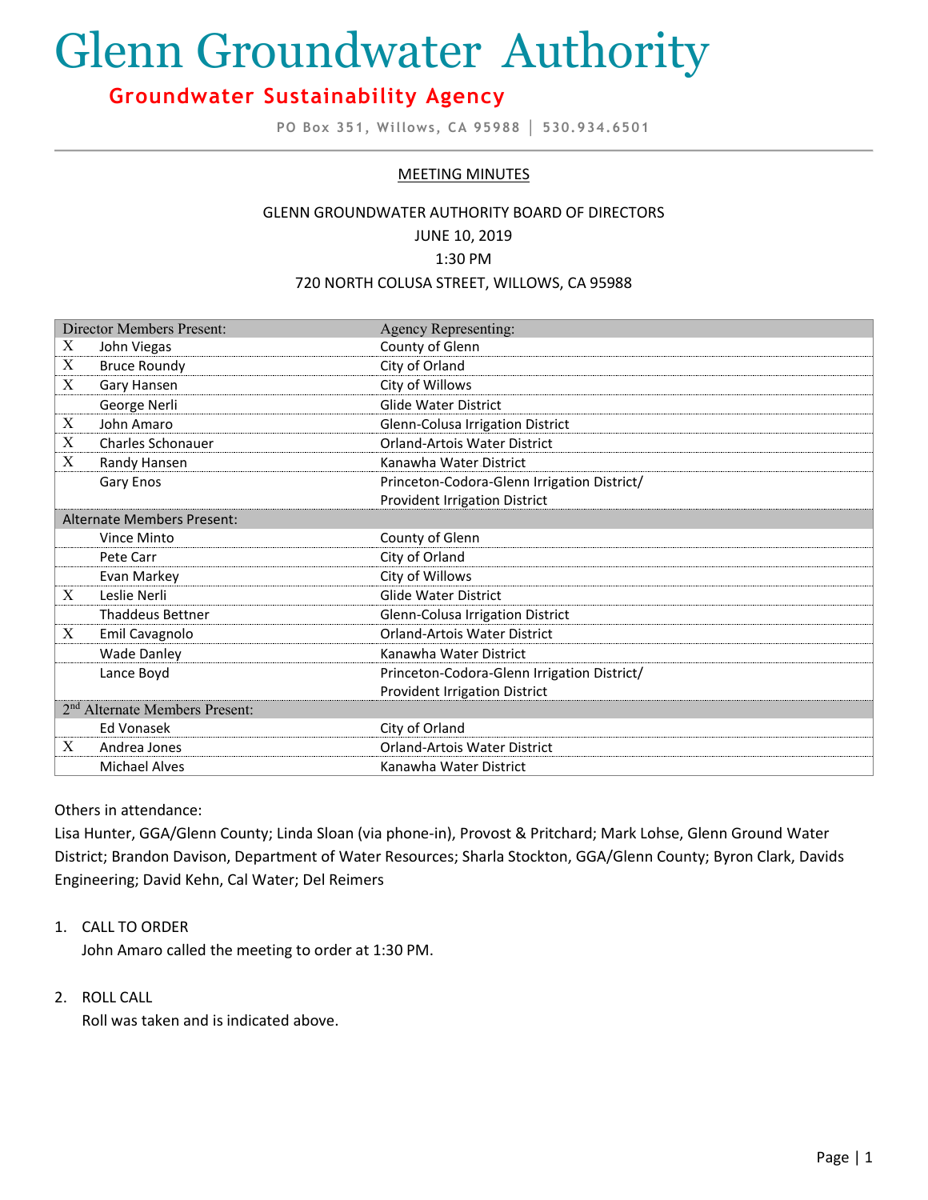# Glenn Groundwater Authority

## Groundwater Sustainability Agency

PO Box 351, Willows, CA 95988 | 530.934.6501

MEETING MINUTES

GLENN GROUNDWATER AUTHORITY BOARD OF DIRECTORS
JUNE 10, 2019
1:30 PM
720 NORTH COLUSA STREET, WILLOWS, CA 95988

| | Director Members Present: | Agency Representing: |
|---|---|---|
| X | John Viegas | County of Glenn |
| X | Bruce Roundy | City of Orland |
| X | Gary Hansen | City of Willows |
| | George Nerli | Glide Water District |
| X | John Amaro | Glenn-Colusa Irrigation District |
| X | Charles Schonauer | Orland-Artois Water District |
| X | Randy Hansen | Kanawha Water District |
| | Gary Enos | Princeton-Codora-Glenn Irrigation District/ Provident Irrigation District |
| | **Alternate Members Present:** | |
| | Vince Minto | County of Glenn |
| | Pete Carr | City of Orland |
| | Evan Markey | City of Willows |
| X | Leslie Nerli | Glide Water District |
| | Thaddeus Bettner | Glenn-Colusa Irrigation District |
| X | Emil Cavagnolo | Orland-Artois Water District |
| | Wade Danley | Kanawha Water District |
| | Lance Boyd | Princeton-Codora-Glenn Irrigation District/ Provident Irrigation District |
| | **2nd Alternate Members Present:** | |
| | Ed Vonasek | City of Orland |
| X | Andrea Jones | Orland-Artois Water District |
| | Michael Alves | Kanawha Water District |

Others in attendance:
Lisa Hunter, GGA/Glenn County; Linda Sloan (via phone-in), Provost & Pritchard; Mark Lohse, Glenn Ground Water District; Brandon Davison, Department of Water Resources; Sharla Stockton, GGA/Glenn County; Byron Clark, Davids Engineering; David Kehn, Cal Water; Del Reimers

1. CALL TO ORDER
   John Amaro called the meeting to order at 1:30 PM.

2. ROLL CALL
   Roll was taken and is indicated above.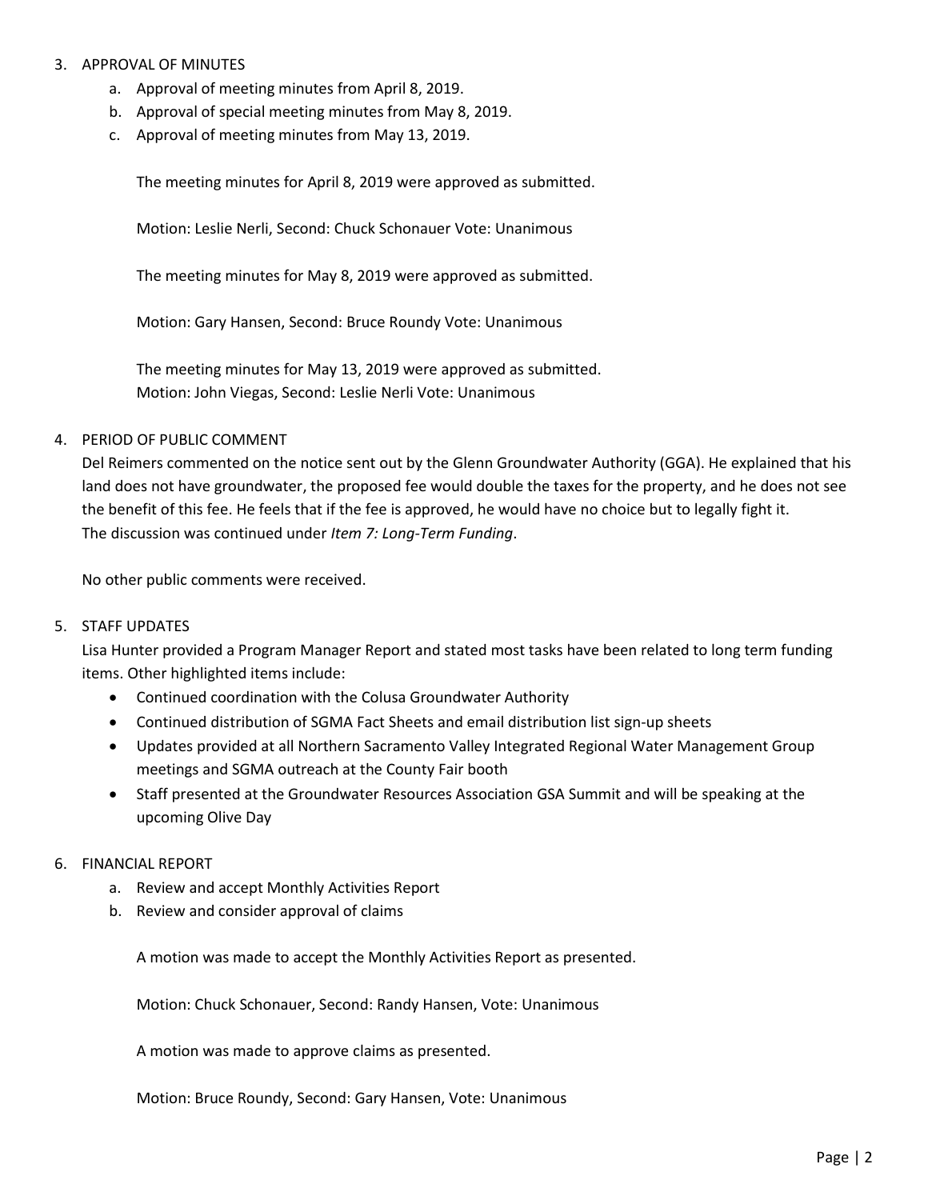3. APPROVAL OF MINUTES
   a. Approval of meeting minutes from April 8, 2019.
   b. Approval of special meeting minutes from May 8, 2019.
   c. Approval of meeting minutes from May 13, 2019.

   The meeting minutes for April 8, 2019 were approved as submitted.

   Motion: Leslie Nerli, Second: Chuck Schonauer Vote: Unanimous

   The meeting minutes for May 8, 2019 were approved as submitted.

   Motion: Gary Hansen, Second: Bruce Roundy Vote: Unanimous

   The meeting minutes for May 13, 2019 were approved as submitted.
   Motion: John Viegas, Second: Leslie Nerli Vote: Unanimous

4. PERIOD OF PUBLIC COMMENT

   Del Reimers commented on the notice sent out by the Glenn Groundwater Authority (GGA). He explained that his land does not have groundwater, the proposed fee would double the taxes for the property, and he does not see the benefit of this fee. He feels that if the fee is approved, he would have no choice but to legally fight it.
   The discussion was continued under *Item 7: Long-Term Funding*.

   No other public comments were received.

5. STAFF UPDATES

   Lisa Hunter provided a Program Manager Report and stated most tasks have been related to long term funding items. Other highlighted items include:
   - Continued coordination with the Colusa Groundwater Authority
   - Continued distribution of SGMA Fact Sheets and email distribution list sign-up sheets
   - Updates provided at all Northern Sacramento Valley Integrated Regional Water Management Group meetings and SGMA outreach at the County Fair booth
   - Staff presented at the Groundwater Resources Association GSA Summit and will be speaking at the upcoming Olive Day

6. FINANCIAL REPORT
   a. Review and accept Monthly Activities Report
   b. Review and consider approval of claims

   A motion was made to accept the Monthly Activities Report as presented.

   Motion: Chuck Schonauer, Second: Randy Hansen, Vote: Unanimous

   A motion was made to approve claims as presented.

   Motion: Bruce Roundy, Second: Gary Hansen, Vote: Unanimous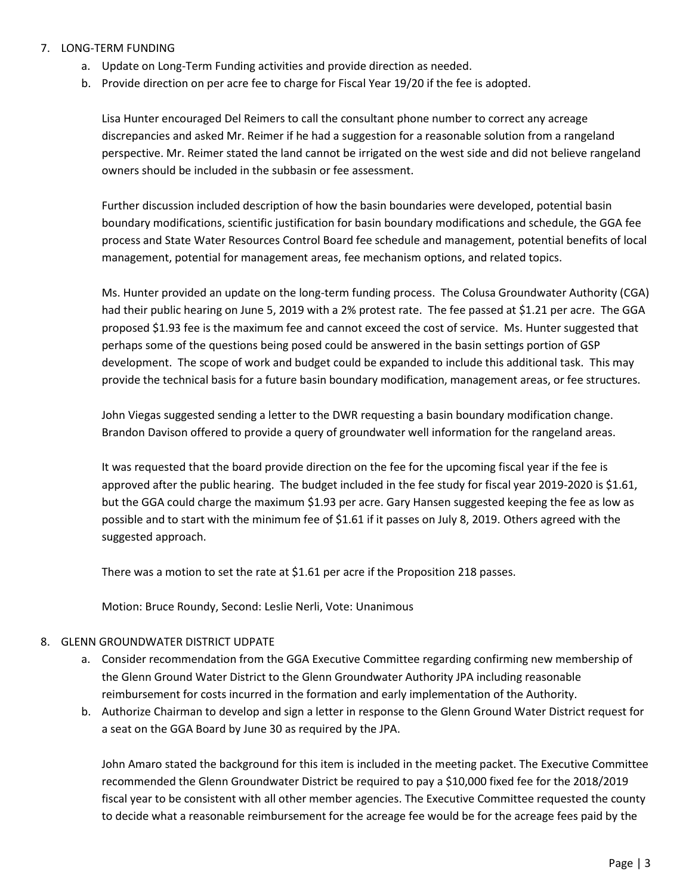7. LONG-TERM FUNDING
   a. Update on Long-Term Funding activities and provide direction as needed.
   b. Provide direction on per acre fee to charge for Fiscal Year 19/20 if the fee is adopted.

   Lisa Hunter encouraged Del Reimers to call the consultant phone number to correct any acreage discrepancies and asked Mr. Reimer if he had a suggestion for a reasonable solution from a rangeland perspective. Mr. Reimer stated the land cannot be irrigated on the west side and did not believe rangeland owners should be included in the subbasin or fee assessment.

   Further discussion included description of how the basin boundaries were developed, potential basin boundary modifications, scientific justification for basin boundary modifications and schedule, the GGA fee process and State Water Resources Control Board fee schedule and management, potential benefits of local management, potential for management areas, fee mechanism options, and related topics.

   Ms. Hunter provided an update on the long-term funding process. The Colusa Groundwater Authority (CGA) had their public hearing on June 5, 2019 with a 2% protest rate. The fee passed at $1.21 per acre. The GGA proposed $1.93 fee is the maximum fee and cannot exceed the cost of service. Ms. Hunter suggested that perhaps some of the questions being posed could be answered in the basin settings portion of GSP development. The scope of work and budget could be expanded to include this additional task. This may provide the technical basis for a future basin boundary modification, management areas, or fee structures.

   John Viegas suggested sending a letter to the DWR requesting a basin boundary modification change. Brandon Davison offered to provide a query of groundwater well information for the rangeland areas.

   It was requested that the board provide direction on the fee for the upcoming fiscal year if the fee is approved after the public hearing. The budget included in the fee study for fiscal year 2019-2020 is $1.61, but the GGA could charge the maximum $1.93 per acre. Gary Hansen suggested keeping the fee as low as possible and to start with the minimum fee of $1.61 if it passes on July 8, 2019. Others agreed with the suggested approach.

   There was a motion to set the rate at $1.61 per acre if the Proposition 218 passes.

   Motion: Bruce Roundy, Second: Leslie Nerli, Vote: Unanimous

8. GLENN GROUNDWATER DISTRICT UDPATE
   a. Consider recommendation from the GGA Executive Committee regarding confirming new membership of the Glenn Ground Water District to the Glenn Groundwater Authority JPA including reasonable reimbursement for costs incurred in the formation and early implementation of the Authority.
   b. Authorize Chairman to develop and sign a letter in response to the Glenn Ground Water District request for a seat on the GGA Board by June 30 as required by the JPA.

   John Amaro stated the background for this item is included in the meeting packet. The Executive Committee recommended the Glenn Groundwater District be required to pay a $10,000 fixed fee for the 2018/2019 fiscal year to be consistent with all other member agencies. The Executive Committee requested the county to decide what a reasonable reimbursement for the acreage fee would be for the acreage fees paid by the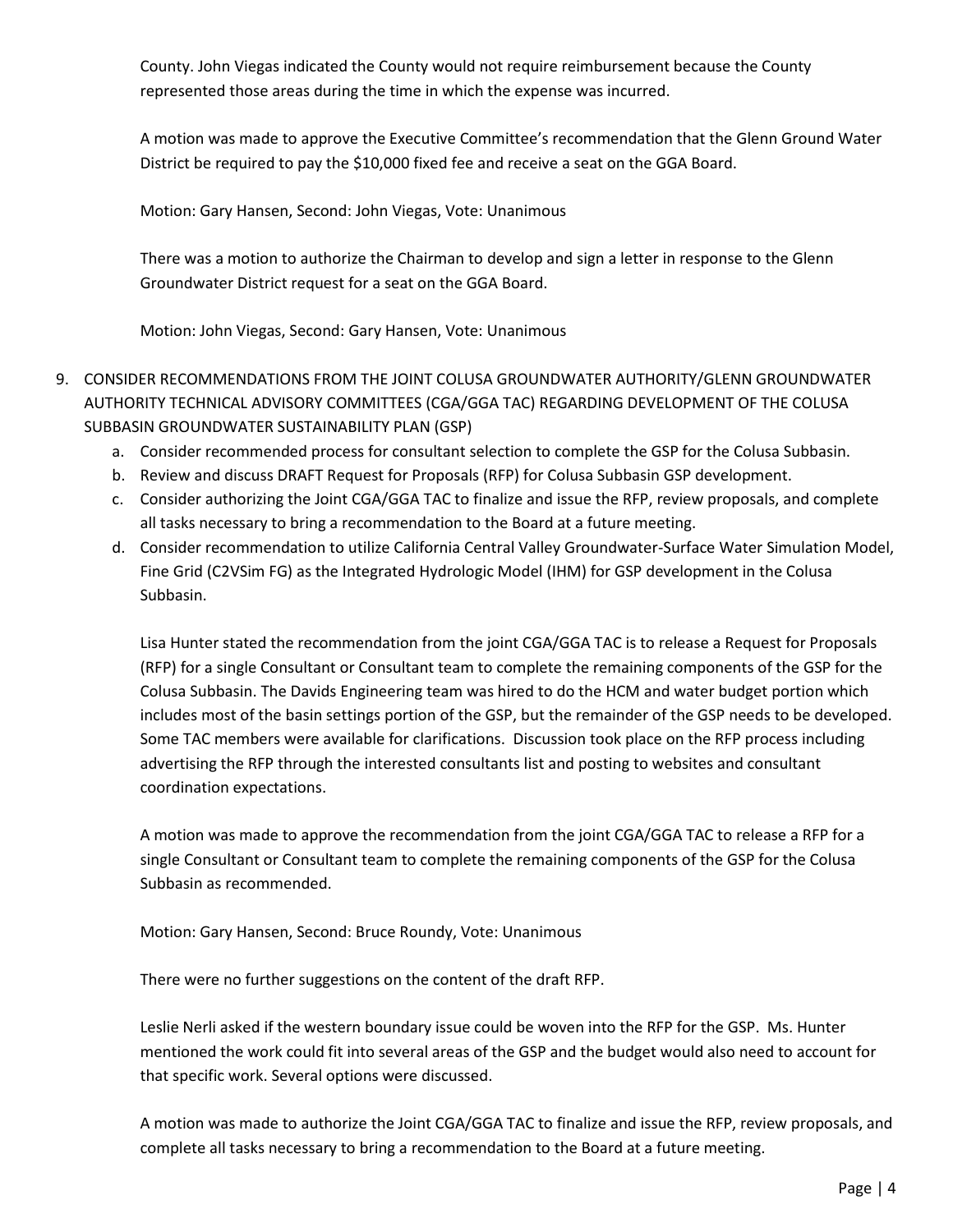County. John Viegas indicated the County would not require reimbursement because the County represented those areas during the time in which the expense was incurred.

A motion was made to approve the Executive Committee's recommendation that the Glenn Ground Water District be required to pay the $10,000 fixed fee and receive a seat on the GGA Board.

Motion: Gary Hansen, Second: John Viegas, Vote: Unanimous

There was a motion to authorize the Chairman to develop and sign a letter in response to the Glenn Groundwater District request for a seat on the GGA Board.

Motion: John Viegas, Second: Gary Hansen, Vote: Unanimous

9. CONSIDER RECOMMENDATIONS FROM THE JOINT COLUSA GROUNDWATER AUTHORITY/GLENN GROUNDWATER AUTHORITY TECHNICAL ADVISORY COMMITTEES (CGA/GGA TAC) REGARDING DEVELOPMENT OF THE COLUSA SUBBASIN GROUNDWATER SUSTAINABILITY PLAN (GSP)
   a. Consider recommended process for consultant selection to complete the GSP for the Colusa Subbasin.
   b. Review and discuss DRAFT Request for Proposals (RFP) for Colusa Subbasin GSP development.
   c. Consider authorizing the Joint CGA/GGA TAC to finalize and issue the RFP, review proposals, and complete all tasks necessary to bring a recommendation to the Board at a future meeting.
   d. Consider recommendation to utilize California Central Valley Groundwater-Surface Water Simulation Model, Fine Grid (C2VSim FG) as the Integrated Hydrologic Model (IHM) for GSP development in the Colusa Subbasin.

   Lisa Hunter stated the recommendation from the joint CGA/GGA TAC is to release a Request for Proposals (RFP) for a single Consultant or Consultant team to complete the remaining components of the GSP for the Colusa Subbasin. The Davids Engineering team was hired to do the HCM and water budget portion which includes most of the basin settings portion of the GSP, but the remainder of the GSP needs to be developed. Some TAC members were available for clarifications. Discussion took place on the RFP process including advertising the RFP through the interested consultants list and posting to websites and consultant coordination expectations.

   A motion was made to approve the recommendation from the joint CGA/GGA TAC to release a RFP for a single Consultant or Consultant team to complete the remaining components of the GSP for the Colusa Subbasin as recommended.

   Motion: Gary Hansen, Second: Bruce Roundy, Vote: Unanimous

   There were no further suggestions on the content of the draft RFP.

   Leslie Nerli asked if the western boundary issue could be woven into the RFP for the GSP. Ms. Hunter mentioned the work could fit into several areas of the GSP and the budget would also need to account for that specific work. Several options were discussed.

   A motion was made to authorize the Joint CGA/GGA TAC to finalize and issue the RFP, review proposals, and complete all tasks necessary to bring a recommendation to the Board at a future meeting.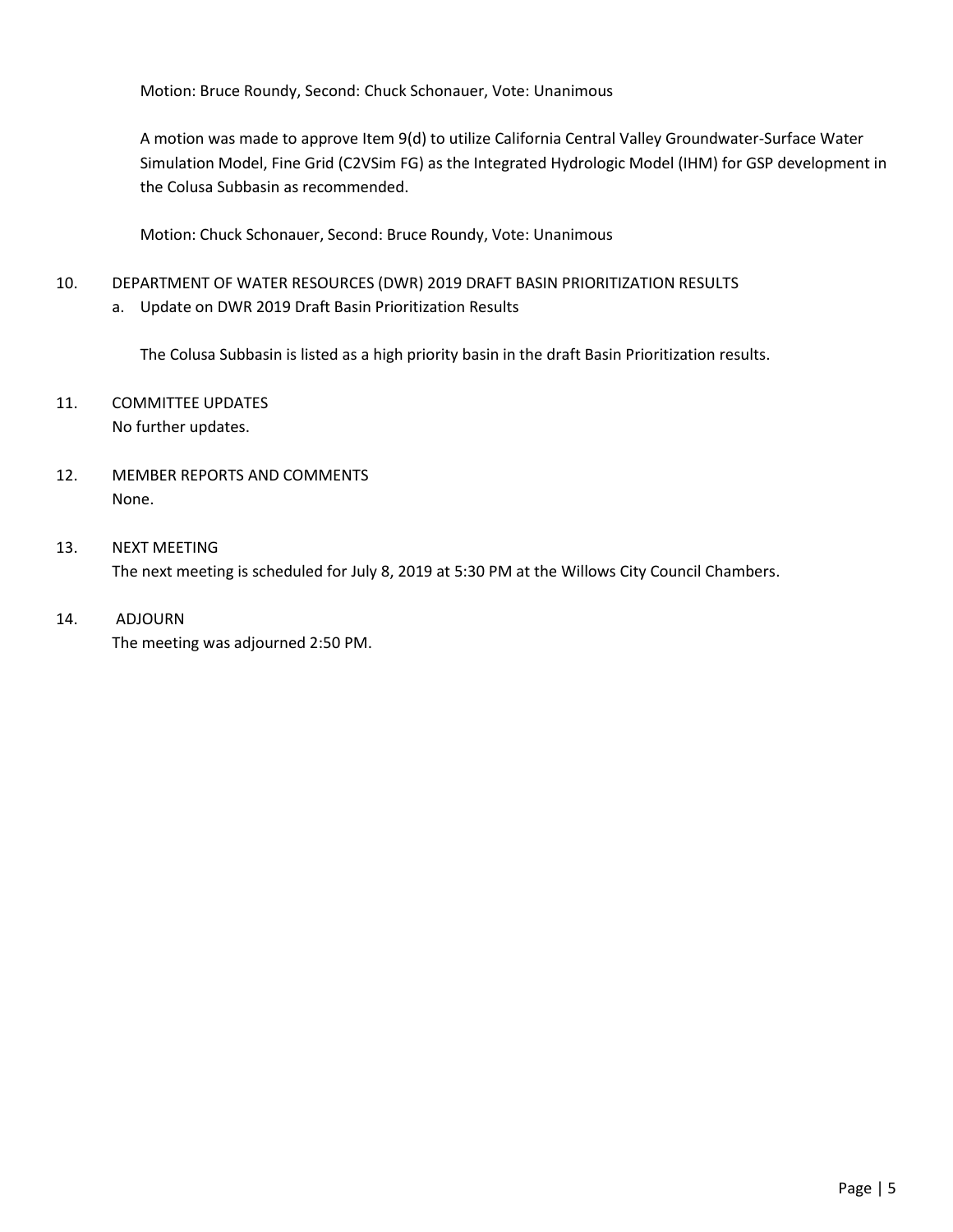Motion: Bruce Roundy, Second: Chuck Schonauer, Vote: Unanimous

A motion was made to approve Item 9(d) to utilize California Central Valley Groundwater-Surface Water Simulation Model, Fine Grid (C2VSim FG) as the Integrated Hydrologic Model (IHM) for GSP development in the Colusa Subbasin as recommended.

Motion: Chuck Schonauer, Second: Bruce Roundy, Vote: Unanimous

10. DEPARTMENT OF WATER RESOURCES (DWR) 2019 DRAFT BASIN PRIORITIZATION RESULTS
    a. Update on DWR 2019 Draft Basin Prioritization Results

    The Colusa Subbasin is listed as a high priority basin in the draft Basin Prioritization results.

11. COMMITTEE UPDATES
    No further updates.

12. MEMBER REPORTS AND COMMENTS
    None.

13. NEXT MEETING
    The next meeting is scheduled for July 8, 2019 at 5:30 PM at the Willows City Council Chambers.

14. ADJOURN
    The meeting was adjourned 2:50 PM.